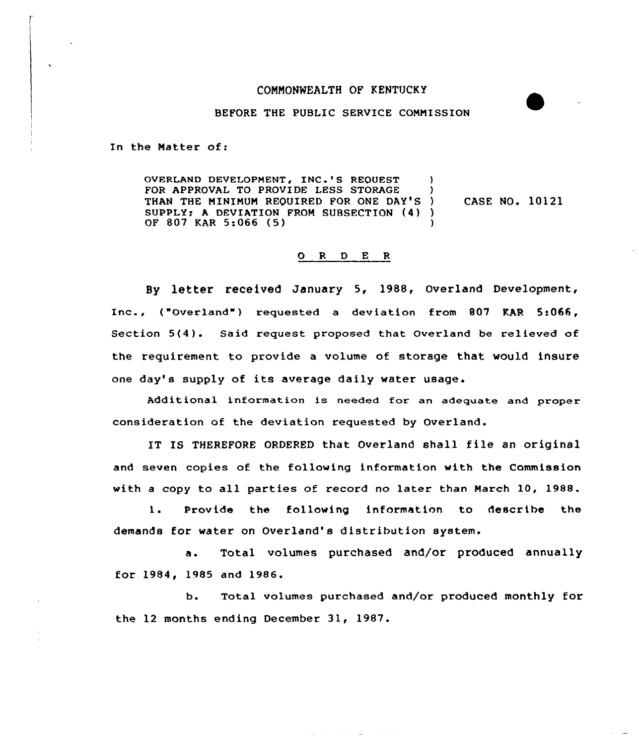COMMONWEALTH OF KENTUCKY

BEFORE THE PUBLIC SERVICE COMMISSION

In the Matter of:

| | | |
|---|---|---|
| OVERLAND DEVELOPMENT, INC.'S REQUEST FOR APPROVAL TO PROVIDE LESS STORAGE THAN THE MINIMUM REQUIRED FOR ONE DAY'S SUPPLY; A DEVIATION FROM SUBSECTION (4) OF 807 KAR 5:066 (5) | ) | CASE NO. 10121 |

## O R D E R

By letter received January 5, 1988, Overland Development, Inc., ("Overland") requested a deviation from 807 KAR 5:066, Section 5(4). Said request proposed that Overland be relieved of the requirement to provide a volume of storage that would insure one day's supply of its average daily water usage.

Additional information is needed for an adequate and proper consideration of the deviation requested by Overland.

IT IS THEREFORE ORDERED that Overland shall file an original and seven copies of the following information with the Commission with a copy to all parties of record no later than March 10, 1988.

1. Provide the following information to describe the demands for water on Overland's distribution system.

   a. Total volumes purchased and/or produced annually for 1984, 1985 and 1986.

   b. Total volumes purchased and/or produced monthly for the 12 months ending December 31, 1987.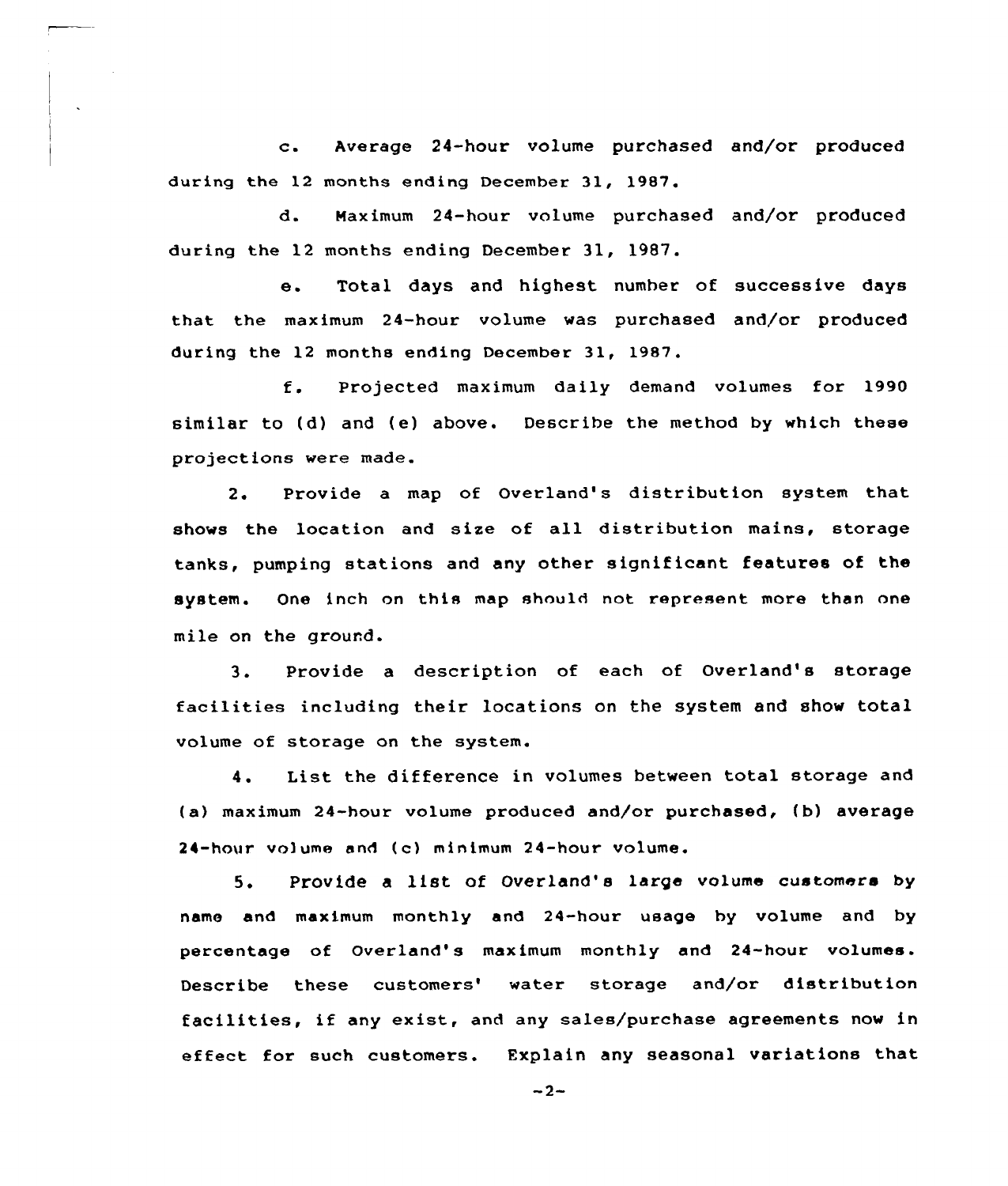c. Average 24-hour volume purchased and/or produced during the 12 months ending December 31, 1987.

d. Maximum 24-hour volume purchased and/or produced during the 12 months ending December 31, 1987.

e. Total days and highest number of successive days that the maximum 24-hour volume was purchased and/or produced during the 12 months ending December 31, 1987.

f. Projected maximum daily demand volumes for 1990 similar to (d) and (e) above. Describe the method by which these projections were made.

2. Provide a map of Overland's distribution system that shows the location and size of all distribution mains, storage tanks, pumping stations and any other significant features of the system. One inch on this map should not represent more than one mile on the ground.

3. Provide a description of each of Overland's storage facilities including their locations on the system and show total volume of storage on the system.

4. List the difference in volumes between total storage and (a) maximum 24-hour volume produced and/or purchased, (b) average 24-hour volume and (c) minimum 24-hour volume.

5. Provide a list of Overland's large volume customers by name and maximum monthly and 24-hour usage by volume and by percentage of Overland's maximum monthly and 24-hour volumes. Describe these customers' water storage and/or distribution facilities, if any exist, and any sales/purchase agreements now in effect for such customers. Explain any seasonal variations that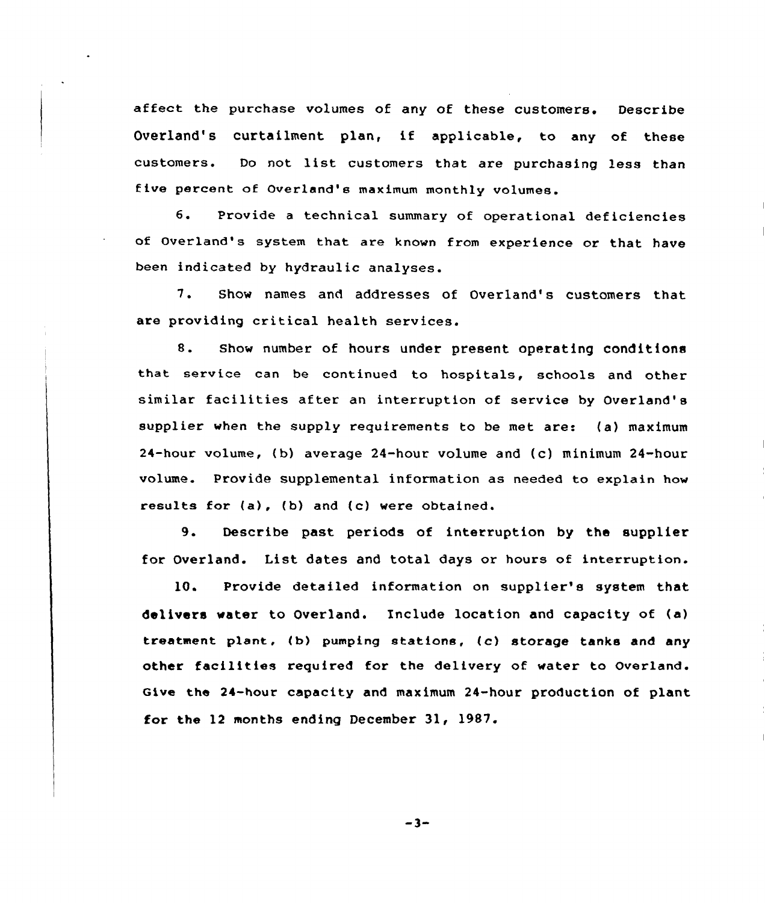affect the purchase volumes of any of these customers. Describe Overland's curtailment plan, if applicable, to any of these customers. Do not list customers that are purchasing less than five percent of Overland's maximum monthly volumes.

6. Provide a technical summary of operational deficiencies of Overland's system that are known from experience or that have been indicated by hydraulic analyses.

7. Show names and addresses of Overland's customers that are providing critical health services.

8. Show number of hours under present operating conditions that service can be continued to hospitals, schools and other similar facilities after an interruption of service by Overland's supplier when the supply requirements to be met are: (a) maximum 24-hour volume, (b) average 24-hour volume and (c) minimum 24-hour volume. Provide supplemental information as needed to explain how results for (a), (b) and (c) were obtained.

9. Describe past periods of interruption by the supplier for Overland. List dates and total days or hours of interruption.

10. Provide detailed information on supplier's system that delivers water to Overland. Include location and capacity of (a) treatment plant, (b) pumping stations, (c) storage tanks and any other facilities required for the delivery of water to Overland. Give the 24-hour capacity and maximum 24-hour production of plant for the 12 months ending December 31, 1987.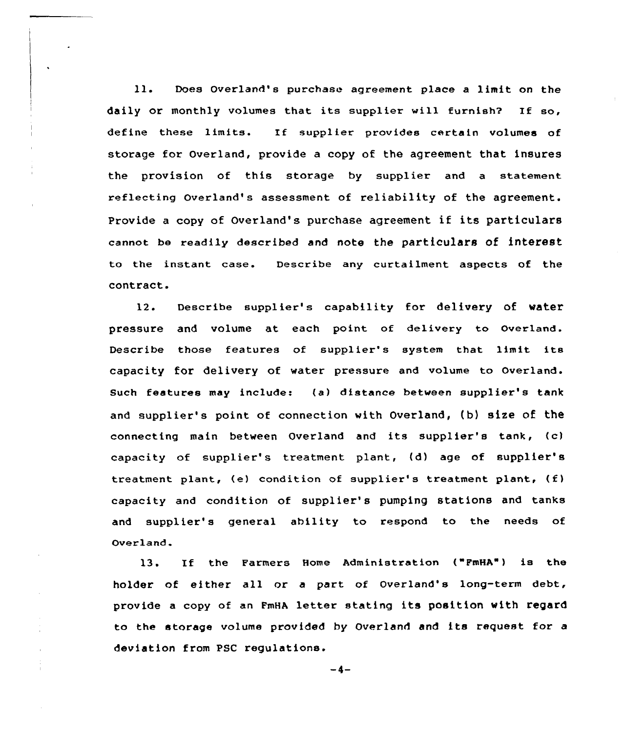11. Does Overland's purchase agreement place a limit on the daily or monthly volumes that its supplier will furnish? If so, define these limits. If supplier provides certain volumes of storage for Overland, provide a copy of the agreement that insures the provision of this storage by supplier and a statement reflecting Overland's assessment of reliability of the agreement. Provide a copy of Overland's purchase agreement if its particulars cannot be readily described and note the particulars of interest to the instant case. Describe any curtailment aspects of the contract.

12. Describe supplier's capability for delivery of water pressure and volume at each point of delivery to Overland. Describe those features of supplier's system that limit its capacity for delivery of water pressure and volume to Overland. Such features may include: (a) distance between supplier's tank and supplier's point of connection with Overland, (b) size of the connecting main between Overland and its supplier's tank, (c) capacity of supplier's treatment plant, (d) age of supplier's treatment plant, (e) condition of supplier's treatment plant, (f) capacity and condition of supplier's pumping stations and tanks and supplier's general ability to respond to the needs of Overland.

13. If the Farmers Home Administration ("FmHA") is the holder of either all or a part of Overland's long-term debt, provide a copy of an FmHA letter stating its position with regard to the storage volume provided by Overland and its request for a deviation from PSC regulations.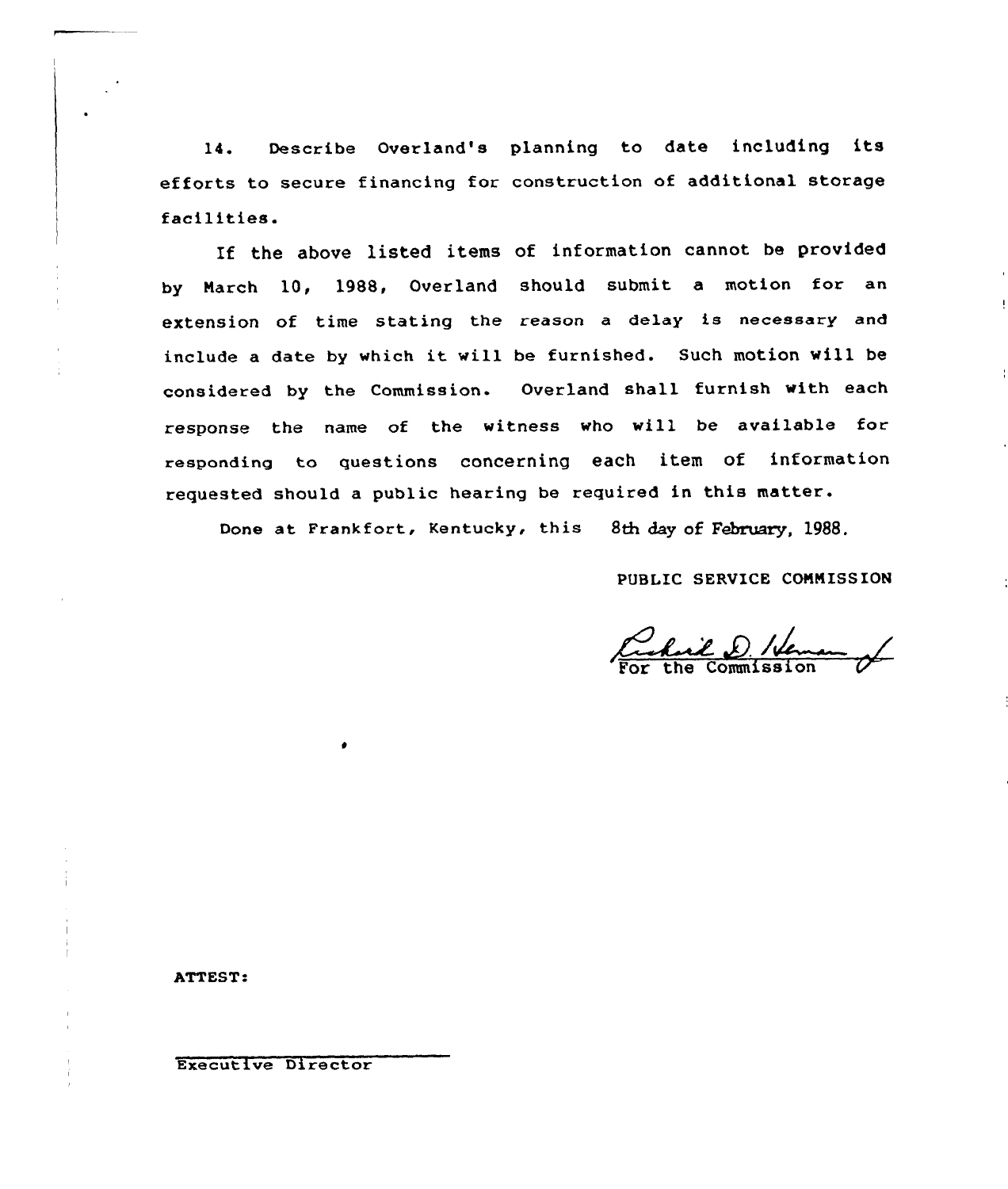14. Describe Overland's planning to date including its efforts to secure financing for construction of additional storage facilities.

If the above listed items of information cannot be provided by March 10, 1988, Overland should submit a motion for an extension of time stating the reason a delay is necessary and include a date by which it will be furnished. Such motion will be considered by the Commission. Overland shall furnish with each response the name of the witness who will be available for responding to questions concerning each item of information requested should a public hearing be required in this matter.

Done at Frankfort, Kentucky, this 8th day of February, 1988.

PUBLIC SERVICE COMMISSION

Richard D. Heman Jr.
For the Commission

ATTEST:

Executive Director